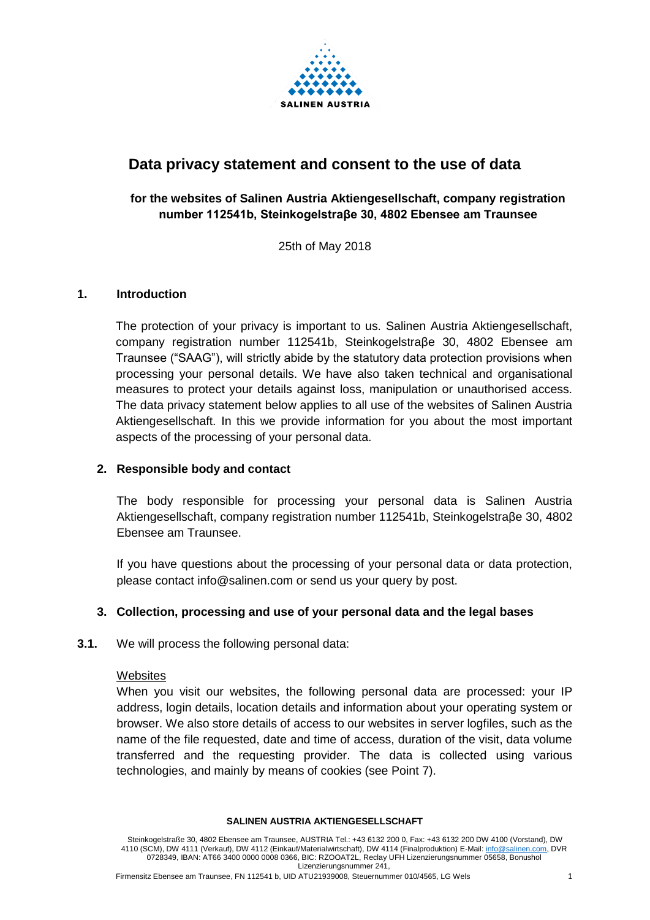SALINEN AUSTRIA

# Data privacy statement and consent to the use of data

### for the websites of Salinen Austria Aktiengesellschaft, company registration number 112541b, Steinkogelstraβe 30, 4802 Ebensee am Traunsee

25th of May 2018

## 1. Introduction

The protection of your privacy is important to us. Salinen Austria Aktiengesellschaft, company registration number 112541b, Steinkogelstraβe 30, 4802 Ebensee am Traunsee ("SAAG"), will strictly abide by the statutory data protection provisions when processing your personal details. We have also taken technical and organisational measures to protect your details against loss, manipulation or unauthorised access. The data privacy statement below applies to all use of the websites of Salinen Austria Aktiengesellschaft. In this we provide information for you about the most important aspects of the processing of your personal data.

## 2. Responsible body and contact

The body responsible for processing your personal data is Salinen Austria Aktiengesellschaft, company registration number 112541b, Steinkogelstraβe 30, 4802 Ebensee am Traunsee.

If you have questions about the processing of your personal data or data protection, please contact info@salinen.com or send us your query by post.

## 3. Collection, processing and use of your personal data and the legal bases

**3.1.** We will process the following personal data:

Websites

When you visit our websites, the following personal data are processed: your IP address, login details, location details and information about your operating system or browser. We also store details of access to our websites in server logfiles, such as the name of the file requested, date and time of access, duration of the visit, data volume transferred and the requesting provider. The data is collected using various technologies, and mainly by means of cookies (see Point 7).

**SALINEN AUSTRIA AKTIENGESELLSCHAFT**

Steinkogelstraße 30, 4802 Ebensee am Traunsee, AUSTRIA Tel.: +43 6132 200 0, Fax: +43 6132 200 DW 4100 (Vorstand), DW 4110 (SCM), DW 4111 (Verkauf), DW 4112 (Einkauf/Materialwirtschaft), DW 4114 (Finalproduktion) E-Mail: info@salinen.com, DVR 0728349, IBAN: AT66 3400 0000 0008 0366, BIC: RZOOAT2L, Reclay UFH Lizenzierungsnummer 05658, Bonushol Lizenzierungsnummer 241,
Firmensitz Ebensee am Traunsee, FN 112541 b, UID ATU21939008, Steuernummer 010/4565, LG Wels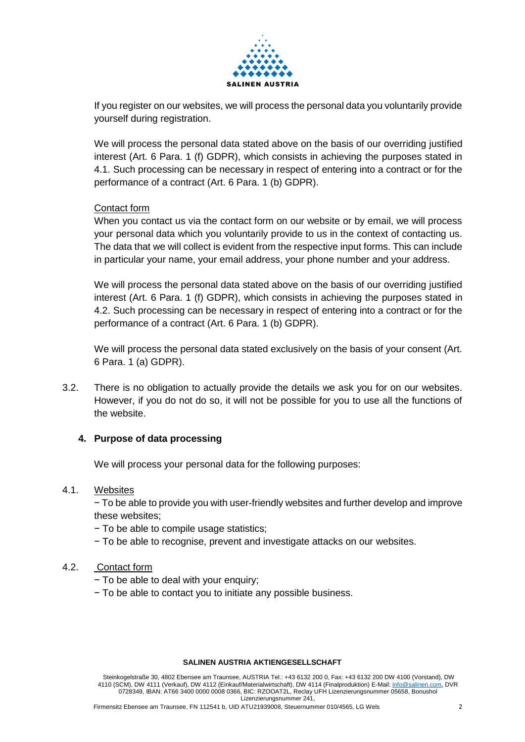If you register on our websites, we will process the personal data you voluntarily provide yourself during registration.

We will process the personal data stated above on the basis of our overriding justified interest (Art. 6 Para. 1 (f) GDPR), which consists in achieving the purposes stated in 4.1. Such processing can be necessary in respect of entering into a contract or for the performance of a contract (Art. 6 Para. 1 (b) GDPR).

Contact form

When you contact us via the contact form on our website or by email, we will process your personal data which you voluntarily provide to us in the context of contacting us. The data that we will collect is evident from the respective input forms. This can include in particular your name, your email address, your phone number and your address.

We will process the personal data stated above on the basis of our overriding justified interest (Art. 6 Para. 1 (f) GDPR), which consists in achieving the purposes stated in 4.2. Such processing can be necessary in respect of entering into a contract or for the performance of a contract (Art. 6 Para. 1 (b) GDPR).

We will process the personal data stated exclusively on the basis of your consent (Art. 6 Para. 1 (a) GDPR).

3.2. There is no obligation to actually provide the details we ask you for on our websites. However, if you do not do so, it will not be possible for you to use all the functions of the website.

## 4. Purpose of data processing

We will process your personal data for the following purposes:

4.1. Websites

− To be able to provide you with user-friendly websites and further develop and improve these websites;
− To be able to compile usage statistics;
− To be able to recognise, prevent and investigate attacks on our websites.

4.2. Contact form

− To be able to deal with your enquiry;
− To be able to contact you to initiate any possible business.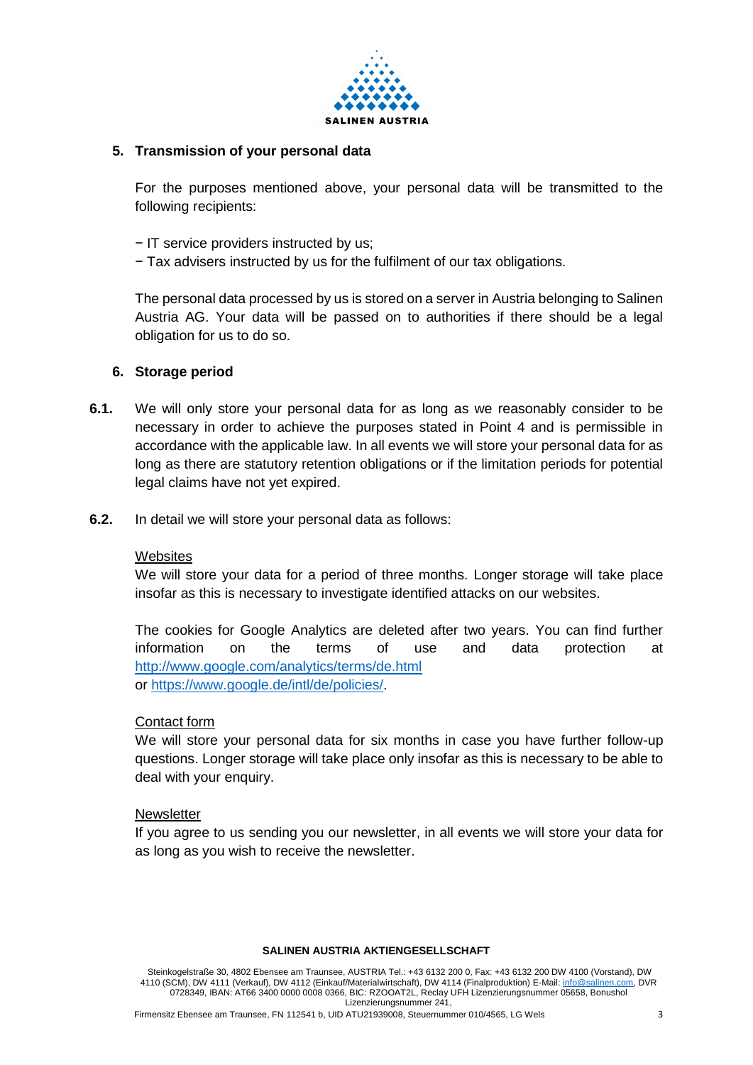## 5. Transmission of your personal data

For the purposes mentioned above, your personal data will be transmitted to the following recipients:

− IT service providers instructed by us;
− Tax advisers instructed by us for the fulfilment of our tax obligations.

The personal data processed by us is stored on a server in Austria belonging to Salinen Austria AG. Your data will be passed on to authorities if there should be a legal obligation for us to do so.

## 6. Storage period

**6.1.** We will only store your personal data for as long as we reasonably consider to be necessary in order to achieve the purposes stated in Point 4 and is permissible in accordance with the applicable law. In all events we will store your personal data for as long as there are statutory retention obligations or if the limitation periods for potential legal claims have not yet expired.

**6.2.** In detail we will store your personal data as follows:

Websites
We will store your data for a period of three months. Longer storage will take place insofar as this is necessary to investigate identified attacks on our websites.

The cookies for Google Analytics are deleted after two years. You can find further information on the terms of use and data protection at http://www.google.com/analytics/terms/de.html or https://www.google.de/intl/de/policies/.

Contact form
We will store your personal data for six months in case you have further follow-up questions. Longer storage will take place only insofar as this is necessary to be able to deal with your enquiry.

Newsletter
If you agree to us sending you our newsletter, in all events we will store your data for as long as you wish to receive the newsletter.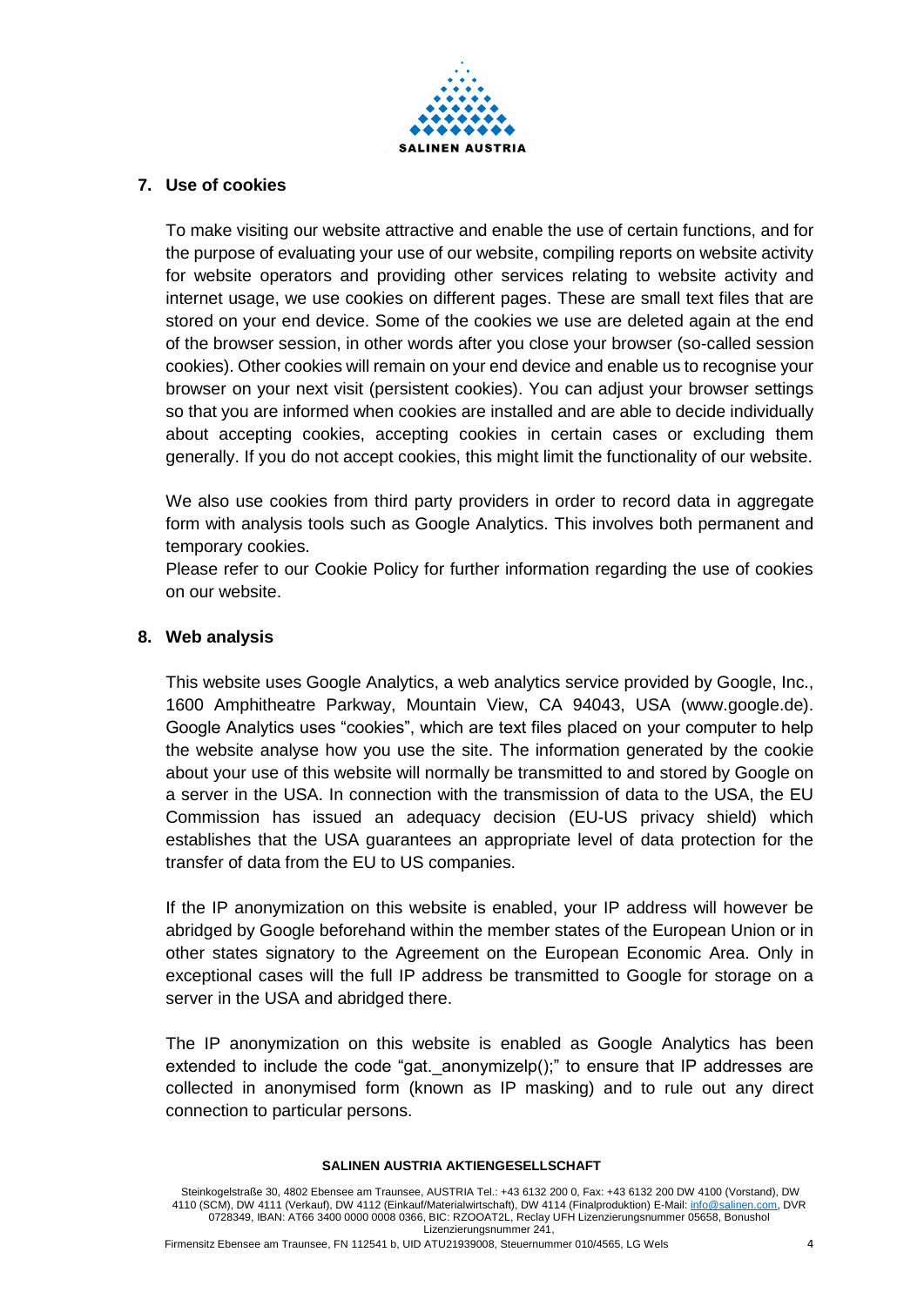## 7. Use of cookies

To make visiting our website attractive and enable the use of certain functions, and for the purpose of evaluating your use of our website, compiling reports on website activity for website operators and providing other services relating to website activity and internet usage, we use cookies on different pages. These are small text files that are stored on your end device. Some of the cookies we use are deleted again at the end of the browser session, in other words after you close your browser (so-called session cookies). Other cookies will remain on your end device and enable us to recognise your browser on your next visit (persistent cookies). You can adjust your browser settings so that you are informed when cookies are installed and are able to decide individually about accepting cookies, accepting cookies in certain cases or excluding them generally. If you do not accept cookies, this might limit the functionality of our website.

We also use cookies from third party providers in order to record data in aggregate form with analysis tools such as Google Analytics. This involves both permanent and temporary cookies.

Please refer to our Cookie Policy for further information regarding the use of cookies on our website.

## 8. Web analysis

This website uses Google Analytics, a web analytics service provided by Google, Inc., 1600 Amphitheatre Parkway, Mountain View, CA 94043, USA (www.google.de). Google Analytics uses "cookies", which are text files placed on your computer to help the website analyse how you use the site. The information generated by the cookie about your use of this website will normally be transmitted to and stored by Google on a server in the USA. In connection with the transmission of data to the USA, the EU Commission has issued an adequacy decision (EU-US privacy shield) which establishes that the USA guarantees an appropriate level of data protection for the transfer of data from the EU to US companies.

If the IP anonymization on this website is enabled, your IP address will however be abridged by Google beforehand within the member states of the European Union or in other states signatory to the Agreement on the European Economic Area. Only in exceptional cases will the full IP address be transmitted to Google for storage on a server in the USA and abridged there.

The IP anonymization on this website is enabled as Google Analytics has been extended to include the code "gat._anonymizeIp();" to ensure that IP addresses are collected in anonymised form (known as IP masking) and to rule out any direct connection to particular persons.

**SALINEN AUSTRIA AKTIENGESELLSCHAFT**

Steinkogelstraße 30, 4802 Ebensee am Traunsee, AUSTRIA Tel.: +43 6132 200 0, Fax: +43 6132 200 DW 4100 (Vorstand), DW 4110 (SCM), DW 4111 (Verkauf), DW 4112 (Einkauf/Materialwirtschaft), DW 4114 (Finalproduktion) E-Mail: info@salinen.com, DVR 0728349, IBAN: AT66 3400 0000 0008 0366, BIC: RZOOAT2L, Reclay UFH Lizenzierungsnummer 05658, Bonushol Lizenzierungsnummer 241,
Firmensitz Ebensee am Traunsee, FN 112541 b, UID ATU21939008, Steuernummer 010/4565, LG Wels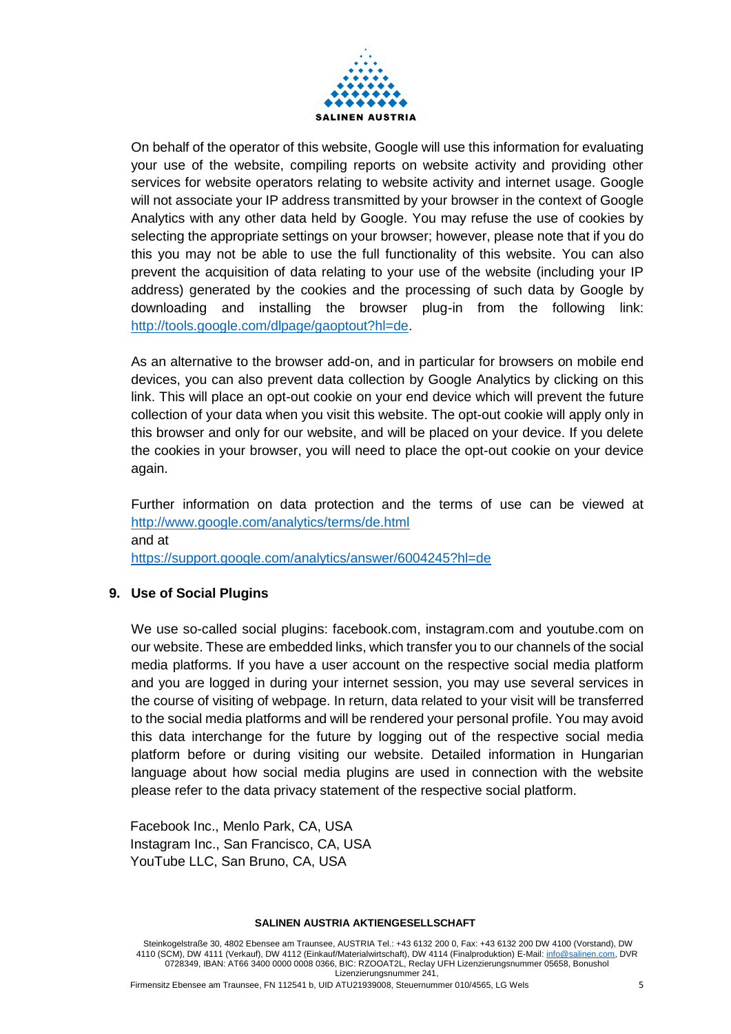On behalf of the operator of this website, Google will use this information for evaluating your use of the website, compiling reports on website activity and providing other services for website operators relating to website activity and internet usage. Google will not associate your IP address transmitted by your browser in the context of Google Analytics with any other data held by Google. You may refuse the use of cookies by selecting the appropriate settings on your browser; however, please note that if you do this you may not be able to use the full functionality of this website. You can also prevent the acquisition of data relating to your use of the website (including your IP address) generated by the cookies and the processing of such data by Google by downloading and installing the browser plug-in from the following link: http://tools.google.com/dlpage/gaoptout?hl=de.

As an alternative to the browser add-on, and in particular for browsers on mobile end devices, you can also prevent data collection by Google Analytics by clicking on this link. This will place an opt-out cookie on your end device which will prevent the future collection of your data when you visit this website. The opt-out cookie will apply only in this browser and only for our website, and will be placed on your device. If you delete the cookies in your browser, you will need to place the opt-out cookie on your device again.

Further information on data protection and the terms of use can be viewed at http://www.google.com/analytics/terms/de.html
and at
https://support.google.com/analytics/answer/6004245?hl=de

## 9. Use of Social Plugins

We use so-called social plugins: facebook.com, instagram.com and youtube.com on our website. These are embedded links, which transfer you to our channels of the social media platforms. If you have a user account on the respective social media platform and you are logged in during your internet session, you may use several services in the course of visiting of webpage. In return, data related to your visit will be transferred to the social media platforms and will be rendered your personal profile. You may avoid this data interchange for the future by logging out of the respective social media platform before or during visiting our website. Detailed information in Hungarian language about how social media plugins are used in connection with the website please refer to the data privacy statement of the respective social platform.

Facebook Inc., Menlo Park, CA, USA
Instagram Inc., San Francisco, CA, USA
YouTube LLC, San Bruno, CA, USA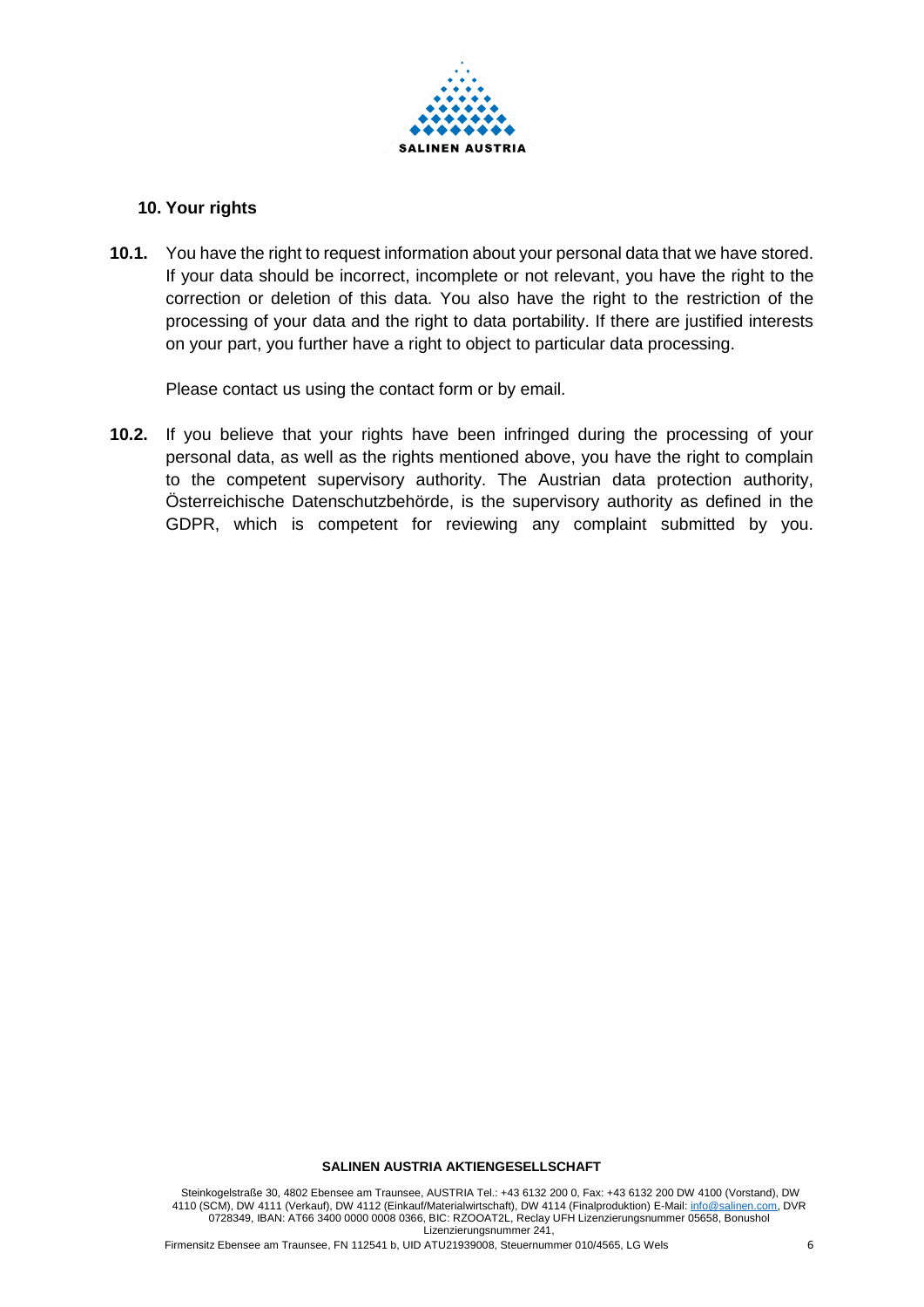## 10. Your rights

**10.1.** You have the right to request information about your personal data that we have stored. If your data should be incorrect, incomplete or not relevant, you have the right to the correction or deletion of this data. You also have the right to the restriction of the processing of your data and the right to data portability. If there are justified interests on your part, you further have a right to object to particular data processing.

Please contact us using the contact form or by email.

**10.2.** If you believe that your rights have been infringed during the processing of your personal data, as well as the rights mentioned above, you have the right to complain to the competent supervisory authority. The Austrian data protection authority, Österreichische Datenschutzbehörde, is the supervisory authority as defined in the GDPR, which is competent for reviewing any complaint submitted by you.